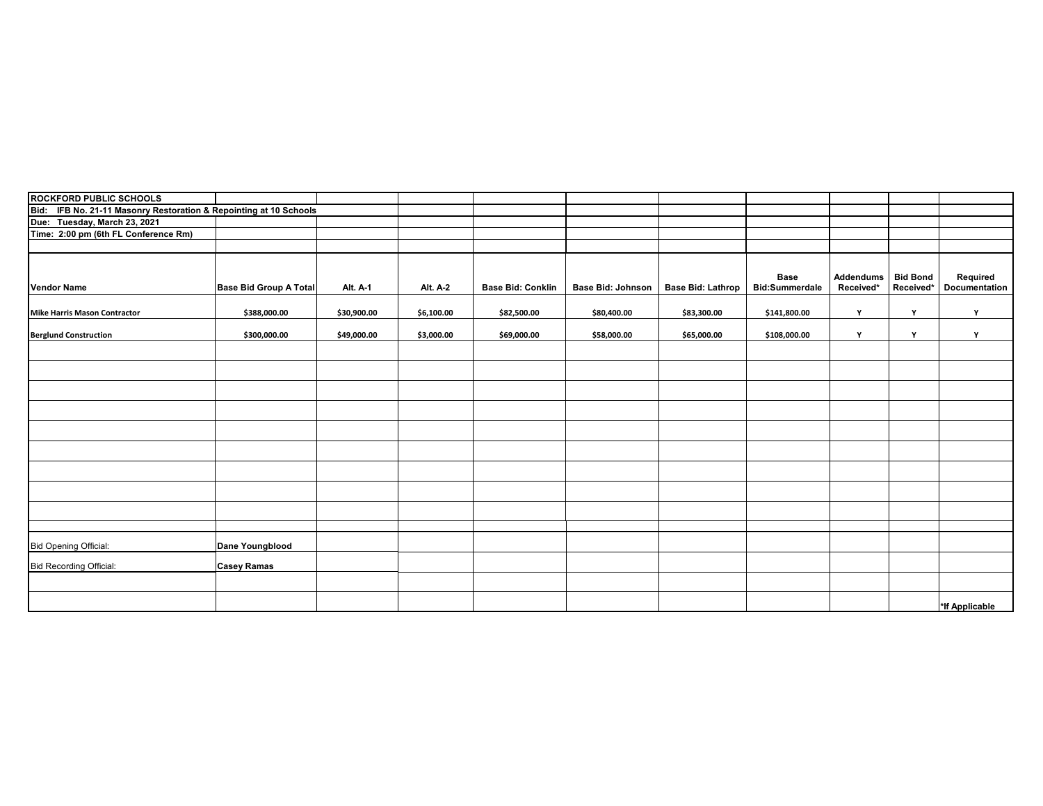**ROCKFORD PUBLIC SCHOOLS**

**Bid: IFB No. 21-11 Masonry Restoration & Repointing at 10 Schools**

**Due: Tuesday, March 23, 2021**

**Time: 2:00 pm (6th FL Conference Rm)**

| Vendor Name | Base Bid Group A Total | Alt. A-1 | Alt. A-2 | Base Bid: Conklin | Base Bid: Johnson | Base Bid: Lathrop | Base Bid:Summerdale | Addendums Received* | Bid Bond Received* | Required Documentation |
|---|---|---|---|---|---|---|---|---|---|---|
| Mike Harris Mason Contractor | $388,000.00 | $30,900.00 | $6,100.00 | $82,500.00 | $80,400.00 | $83,300.00 | $141,800.00 | Y | Y | Y |
| Berglund Construction | $300,000.00 | $49,000.00 | $3,000.00 | $69,000.00 | $58,000.00 | $65,000.00 | $108,000.00 | Y | Y | Y |

Bid Opening Official: **Dane Youngblood**

Bid Recording Official: **Casey Ramas**

*If Applicable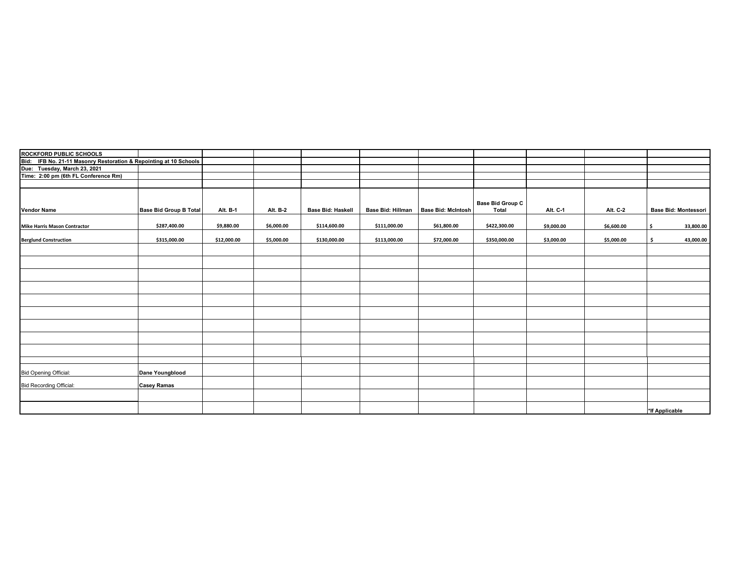| ROCKFORD PUBLIC SCHOOLS | | | | | | | | | | |
|---|---|---|---|---|---|---|---|---|---|---|
| Bid: IFB No. 21-11 Masonry Restoration & Repointing at 10 Schools | | | | | | | | | | |
| Due: Tuesday, March 23, 2021 | | | | | | | | | | |
| Time: 2:00 pm (6th FL Conference Rm) | | | | | | | | | | |
| **Vendor Name** | **Base Bid Group B Total** | **Alt. B-1** | **Alt. B-2** | **Base Bid: Haskell** | **Base Bid: Hillman** | **Base Bid: McIntosh** | **Base Bid Group C Total** | **Alt. C-1** | **Alt. C-2** | **Base Bid: Montessori** |
| Mike Harris Mason Contractor | $287,400.00 | $9,880.00 | $6,000.00 | $114,600.00 | $111,000.00 | $61,800.00 | $422,300.00 | $9,000.00 | $6,600.00 | $ 33,800.00 |
| Berglund Construction | $315,000.00 | $12,000.00 | $5,000.00 | $130,000.00 | $113,000.00 | $72,000.00 | $350,000.00 | $3,000.00 | $5,000.00 | $ 43,000.00 |
| Bid Opening Official: | Dane Youngblood | | | | | | | | | |
| Bid Recording Official: | Casey Ramas | | | | | | | | | |
| | | | | | | | | | | *If Applicable |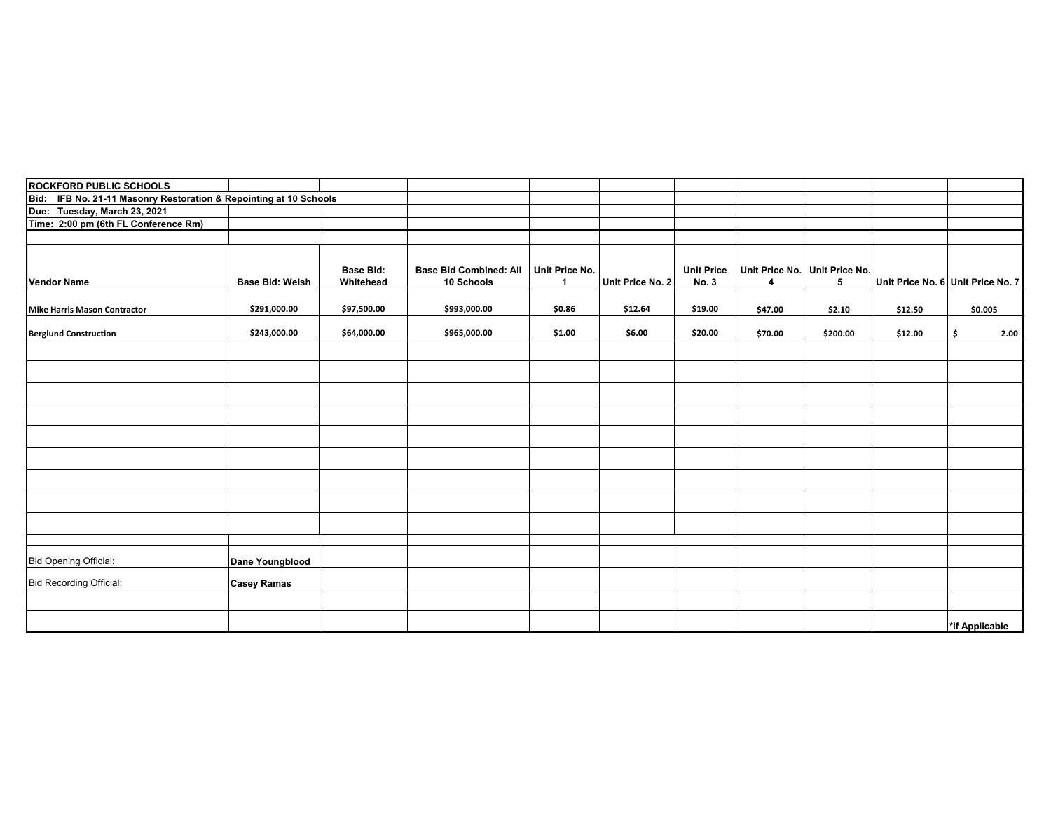| | | | | | | | | | | |
|---|---|---|---|---|---|---|---|---|---|---|
| **ROCKFORD PUBLIC SCHOOLS** | | | | | | | | | | |
| **Bid: IFB No. 21-11 Masonry Restoration & Repointing at 10 Schools** | | | | | | | | | | |
| **Due: Tuesday, March 23, 2021** | | | | | | | | | | |
| **Time: 2:00 pm (6th FL Conference Rm)** | | | | | | | | | | |
| | | | | | | | | | | |
| **Vendor Name** | **Base Bid: Welsh** | **Base Bid: Whitehead** | **Base Bid Combined: All 10 Schools** | **Unit Price No. 1** | **Unit Price No. 2** | **Unit Price No. 3** | **Unit Price No. 4** | **Unit Price No. 5** | **Unit Price No. 6** | **Unit Price No. 7** |
| **Mike Harris Mason Contractor** | **$291,000.00** | **$97,500.00** | **$993,000.00** | **$0.86** | **$12.64** | **$19.00** | **$47.00** | **$2.10** | **$12.50** | **$0.005** |
| **Berglund Construction** | **$243,000.00** | **$64,000.00** | **$965,000.00** | **$1.00** | **$6.00** | **$20.00** | **$70.00** | **$200.00** | **$12.00** | **$ 2.00** |
| | | | | | | | | | | |
| | | | | | | | | | | |
| | | | | | | | | | | |
| | | | | | | | | | | |
| | | | | | | | | | | |
| | | | | | | | | | | |
| | | | | | | | | | | |
| | | | | | | | | | | |
| | | | | | | | | | | |
| | | | | | | | | | | |
| Bid Opening Official: | **Dane Youngblood** | | | | | | | | | |
| Bid Recording Official: | **Casey Ramas** | | | | | | | | | |
| | | | | | | | | | | |
| | | | | | | | | | | **\*If Applicable** |